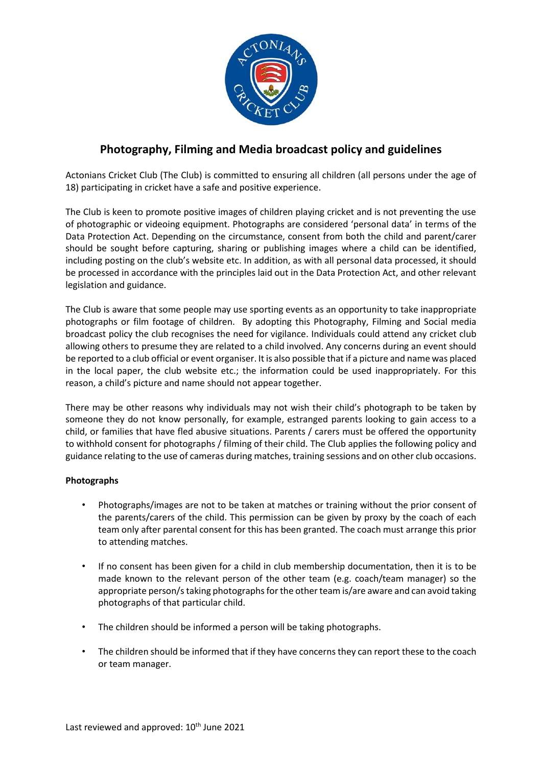# Photography, Filming and Media broadcast policy and guidelines

Actonians Cricket Club (The Club) is committed to ensuring all children (all persons under the age of 18) participating in cricket have a safe and positive experience.

The Club is keen to promote positive images of children playing cricket and is not preventing the use of photographic or videoing equipment. Photographs are considered 'personal data' in terms of the Data Protection Act. Depending on the circumstance, consent from both the child and parent/carer should be sought before capturing, sharing or publishing images where a child can be identified, including posting on the club's website etc. In addition, as with all personal data processed, it should be processed in accordance with the principles laid out in the Data Protection Act, and other relevant legislation and guidance.

The Club is aware that some people may use sporting events as an opportunity to take inappropriate photographs or film footage of children. By adopting this Photography, Filming and Social media broadcast policy the club recognises the need for vigilance. Individuals could attend any cricket club allowing others to presume they are related to a child involved. Any concerns during an event should be reported to a club official or event organiser. It is also possible that if a picture and name was placed in the local paper, the club website etc.; the information could be used inappropriately. For this reason, a child's picture and name should not appear together.

There may be other reasons why individuals may not wish their child's photograph to be taken by someone they do not know personally, for example, estranged parents looking to gain access to a child, or families that have fled abusive situations. Parents / carers must be offered the opportunity to withhold consent for photographs / filming of their child. The Club applies the following policy and guidance relating to the use of cameras during matches, training sessions and on other club occasions.

**Photographs**

- Photographs/images are not to be taken at matches or training without the prior consent of the parents/carers of the child. This permission can be given by proxy by the coach of each team only after parental consent for this has been granted. The coach must arrange this prior to attending matches.
- If no consent has been given for a child in club membership documentation, then it is to be made known to the relevant person of the other team (e.g. coach/team manager) so the appropriate person/s taking photographs for the other team is/are aware and can avoid taking photographs of that particular child.
- The children should be informed a person will be taking photographs.
- The children should be informed that if they have concerns they can report these to the coach or team manager.

Last reviewed and approved: 10th June 2021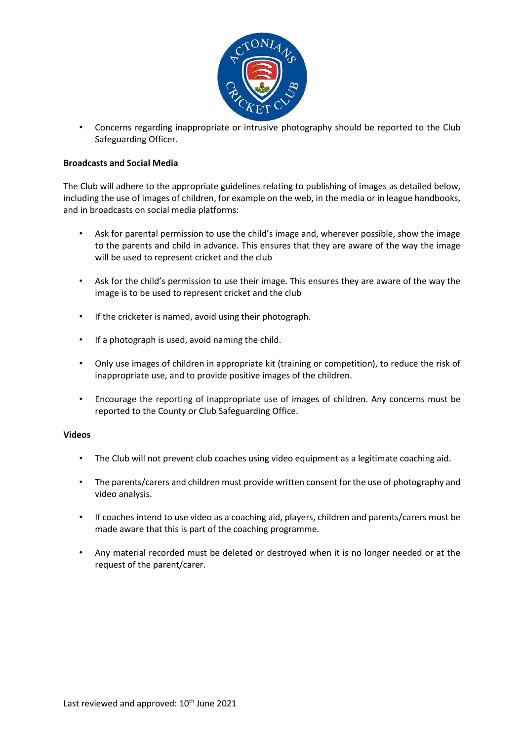- Concerns regarding inappropriate or intrusive photography should be reported to the Club Safeguarding Officer.

**Broadcasts and Social Media**

The Club will adhere to the appropriate guidelines relating to publishing of images as detailed below, including the use of images of children, for example on the web, in the media or in league handbooks, and in broadcasts on social media platforms:

- Ask for parental permission to use the child's image and, wherever possible, show the image to the parents and child in advance. This ensures that they are aware of the way the image will be used to represent cricket and the club

- Ask for the child's permission to use their image. This ensures they are aware of the way the image is to be used to represent cricket and the club

- If the cricketer is named, avoid using their photograph.

- If a photograph is used, avoid naming the child.

- Only use images of children in appropriate kit (training or competition), to reduce the risk of inappropriate use, and to provide positive images of the children.

- Encourage the reporting of inappropriate use of images of children. Any concerns must be reported to the County or Club Safeguarding Office.

**Videos**

- The Club will not prevent club coaches using video equipment as a legitimate coaching aid.

- The parents/carers and children must provide written consent for the use of photography and video analysis.

- If coaches intend to use video as a coaching aid, players, children and parents/carers must be made aware that this is part of the coaching programme.

- Any material recorded must be deleted or destroyed when it is no longer needed or at the request of the parent/carer.

Last reviewed and approved: 10th June 2021